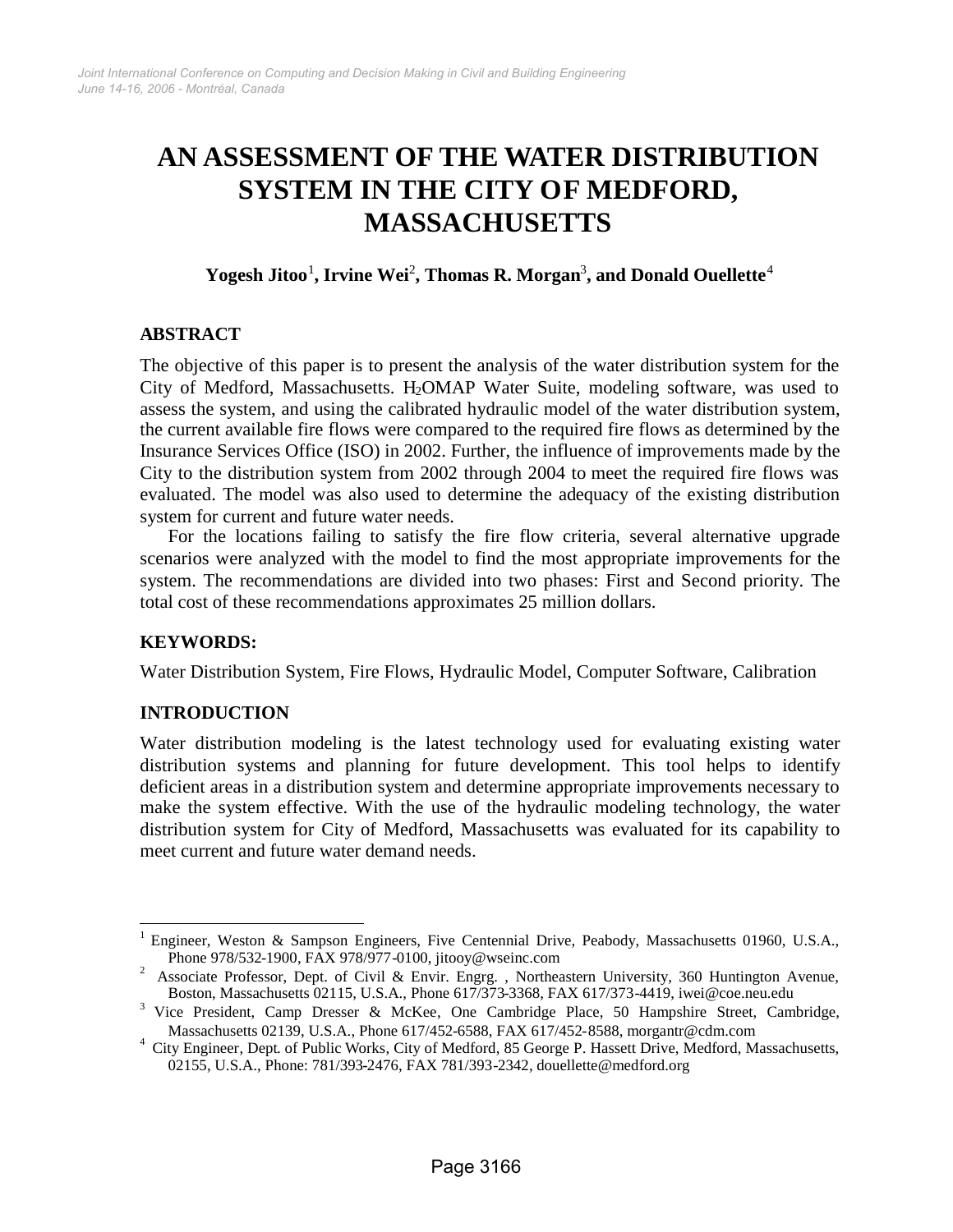# AN ASSESSMENT OF THE WATER DISTRIBUTION SYSTEM IN THE CITY OF MEDFORD, MASSACHUSETTS

**Yogesh Jitoo[1], Irvine Wei[2], Thomas R. Morgan[3], and Donald Ouellette[4]**

## ABSTRACT

The objective of this paper is to present the analysis of the water distribution system for the City of Medford, Massachusetts. $H_2$OMAP Water Suite, modeling software, was used to assess the system, and using the calibrated hydraulic model of the water distribution system, the current available fire flows were compared to the required fire flows as determined by the Insurance Services Office (ISO) in 2002. Further, the influence of improvements made by the City to the distribution system from 2002 through 2004 to meet the required fire flows was evaluated. The model was also used to determine the adequacy of the existing distribution system for current and future water needs.

For the locations failing to satisfy the fire flow criteria, several alternative upgrade scenarios were analyzed with the model to find the most appropriate improvements for the system. The recommendations are divided into two phases: First and Second priority. The total cost of these recommendations approximates 25 million dollars.

## KEYWORDS:

Water Distribution System, Fire Flows, Hydraulic Model, Computer Software, Calibration

## INTRODUCTION

Water distribution modeling is the latest technology used for evaluating existing water distribution systems and planning for future development. This tool helps to identify deficient areas in a distribution system and determine appropriate improvements necessary to make the system effective. With the use of the hydraulic modeling technology, the water distribution system for City of Medford, Massachusetts was evaluated for its capability to meet current and future water demand needs.

---

[1] Engineer, Weston & Sampson Engineers, Five Centennial Drive, Peabody, Massachusetts 01960, U.S.A., Phone 978/532-1900, FAX 978/977-0100, jitooy@wseinc.com

[2] Associate Professor, Dept. of Civil & Envir. Engrg. , Northeastern University, 360 Huntington Avenue, Boston, Massachusetts 02115, U.S.A., Phone 617/373-3368, FAX 617/373-4419, iwei@coe.neu.edu

[3] Vice President, Camp Dresser & McKee, One Cambridge Place, 50 Hampshire Street, Cambridge, Massachusetts 02139, U.S.A., Phone 617/452-6588, FAX 617/452-8588, morgantr@cdm.com

[4] City Engineer, Dept. of Public Works, City of Medford, 85 George P. Hassett Drive, Medford, Massachusetts, 02155, U.S.A., Phone: 781/393-2476, FAX 781/393-2342, douellette@medford.org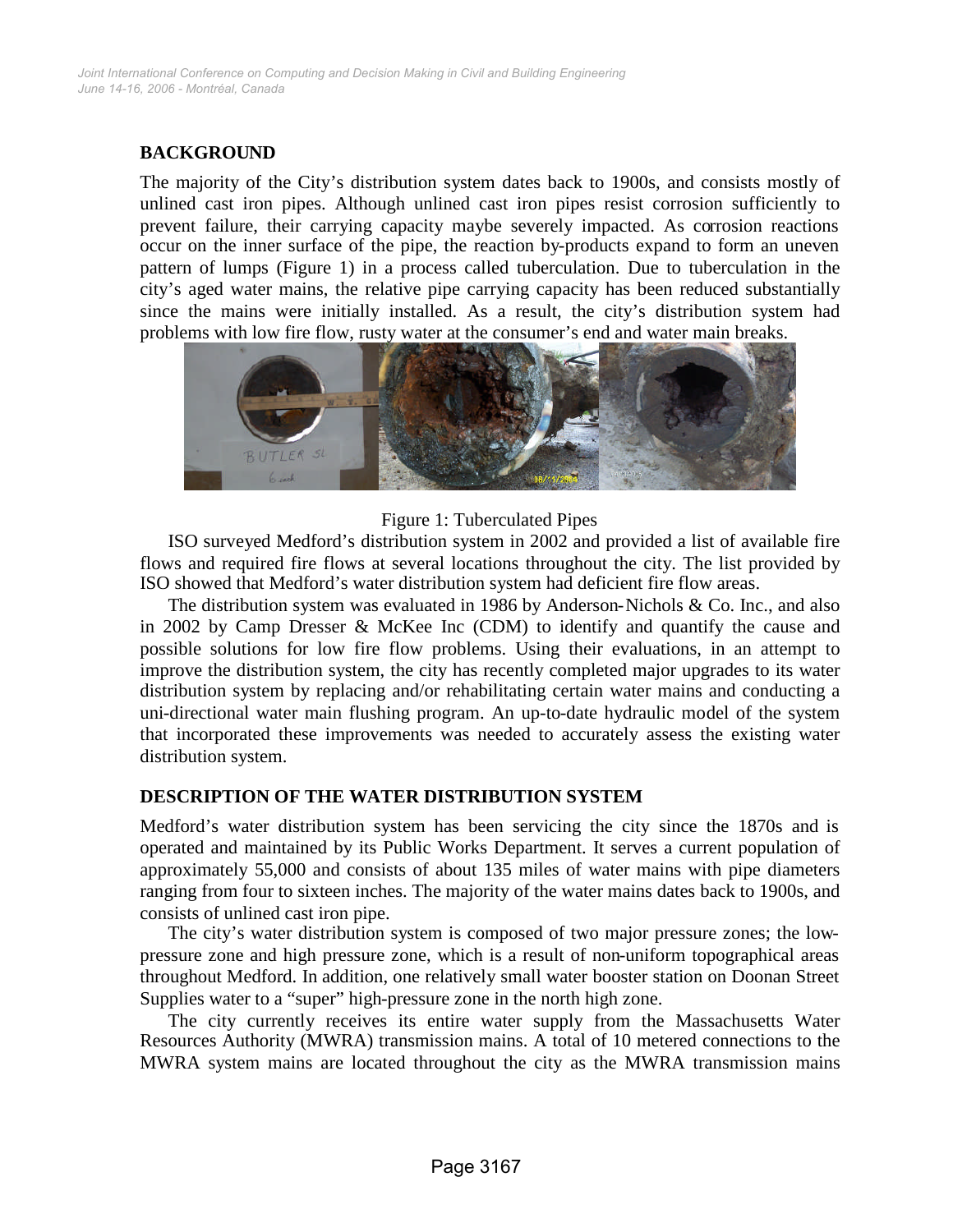## BACKGROUND

The majority of the City's distribution system dates back to 1900s, and consists mostly of unlined cast iron pipes. Although unlined cast iron pipes resist corrosion sufficiently to prevent failure, their carrying capacity maybe severely impacted. As corrosion reactions occur on the inner surface of the pipe, the reaction by-products expand to form an uneven pattern of lumps (Figure 1) in a process called tuberculation. Due to tuberculation in the city's aged water mains, the relative pipe carrying capacity has been reduced substantially since the mains were initially installed. As a result, the city's distribution system had problems with low fire flow, rusty water at the consumer's end and water main breaks.

Figure 1: Tuberculated Pipes

ISO surveyed Medford's distribution system in 2002 and provided a list of available fire flows and required fire flows at several locations throughout the city. The list provided by ISO showed that Medford's water distribution system had deficient fire flow areas.

The distribution system was evaluated in 1986 by Anderson-Nichols & Co. Inc., and also in 2002 by Camp Dresser & McKee Inc (CDM) to identify and quantify the cause and possible solutions for low fire flow problems. Using their evaluations, in an attempt to improve the distribution system, the city has recently completed major upgrades to its water distribution system by replacing and/or rehabilitating certain water mains and conducting a uni-directional water main flushing program. An up-to-date hydraulic model of the system that incorporated these improvements was needed to accurately assess the existing water distribution system.

## DESCRIPTION OF THE WATER DISTRIBUTION SYSTEM

Medford's water distribution system has been servicing the city since the 1870s and is operated and maintained by its Public Works Department. It serves a current population of approximately 55,000 and consists of about 135 miles of water mains with pipe diameters ranging from four to sixteen inches. The majority of the water mains dates back to 1900s, and consists of unlined cast iron pipe.

The city's water distribution system is composed of two major pressure zones; the low-pressure zone and high pressure zone, which is a result of non-uniform topographical areas throughout Medford. In addition, one relatively small water booster station on Doonan Street Supplies water to a "super" high-pressure zone in the north high zone.

The city currently receives its entire water supply from the Massachusetts Water Resources Authority (MWRA) transmission mains. A total of 10 metered connections to the MWRA system mains are located throughout the city as the MWRA transmission mains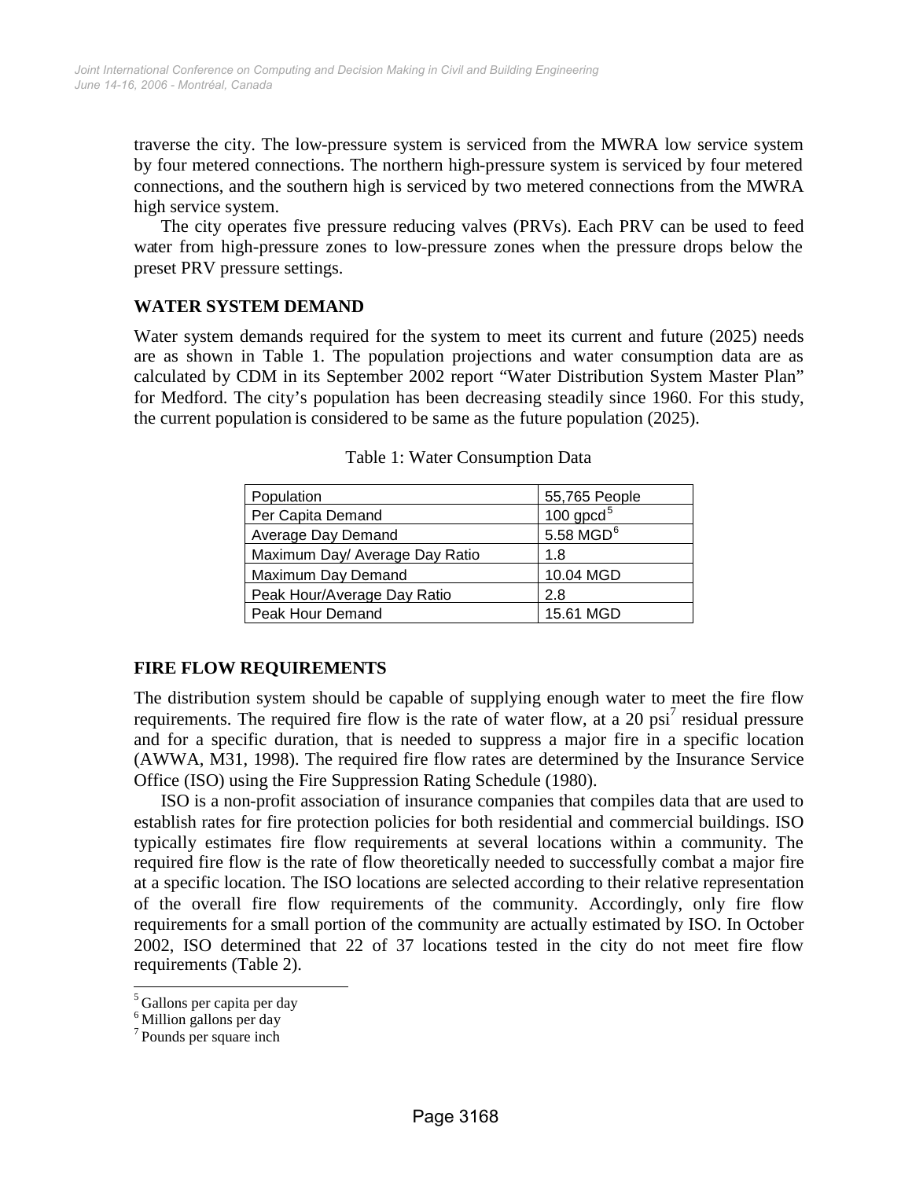traverse the city. The low-pressure system is serviced from the MWRA low service system by four metered connections. The northern high-pressure system is serviced by four metered connections, and the southern high is serviced by two metered connections from the MWRA high service system.

The city operates five pressure reducing valves (PRVs). Each PRV can be used to feed water from high-pressure zones to low-pressure zones when the pressure drops below the preset PRV pressure settings.

## WATER SYSTEM DEMAND

Water system demands required for the system to meet its current and future (2025) needs are as shown in Table 1. The population projections and water consumption data are as calculated by CDM in its September 2002 report "Water Distribution System Master Plan" for Medford. The city's population has been decreasing steadily since 1960. For this study, the current population is considered to be same as the future population (2025).

Table 1: Water Consumption Data

| | |
|---|---|
| Population | 55,765 People |
| Per Capita Demand | 100 gpcd[5] |
| Average Day Demand | 5.58 MGD[6] |
| Maximum Day/ Average Day Ratio | 1.8 |
| Maximum Day Demand | 10.04 MGD |
| Peak Hour/Average Day Ratio | 2.8 |
| Peak Hour Demand | 15.61 MGD |

## FIRE FLOW REQUIREMENTS

The distribution system should be capable of supplying enough water to meet the fire flow requirements. The required fire flow is the rate of water flow, at a 20 psi[7] residual pressure and for a specific duration, that is needed to suppress a major fire in a specific location (AWWA, M31, 1998). The required fire flow rates are determined by the Insurance Service Office (ISO) using the Fire Suppression Rating Schedule (1980).

ISO is a non-profit association of insurance companies that compiles data that are used to establish rates for fire protection policies for both residential and commercial buildings. ISO typically estimates fire flow requirements at several locations within a community. The required fire flow is the rate of flow theoretically needed to successfully combat a major fire at a specific location. The ISO locations are selected according to their relative representation of the overall fire flow requirements of the community. Accordingly, only fire flow requirements for a small portion of the community are actually estimated by ISO. In October 2002, ISO determined that 22 of 37 locations tested in the city do not meet fire flow requirements (Table 2).

---

[5] Gallons per capita per day
[6] Million gallons per day
[7] Pounds per square inch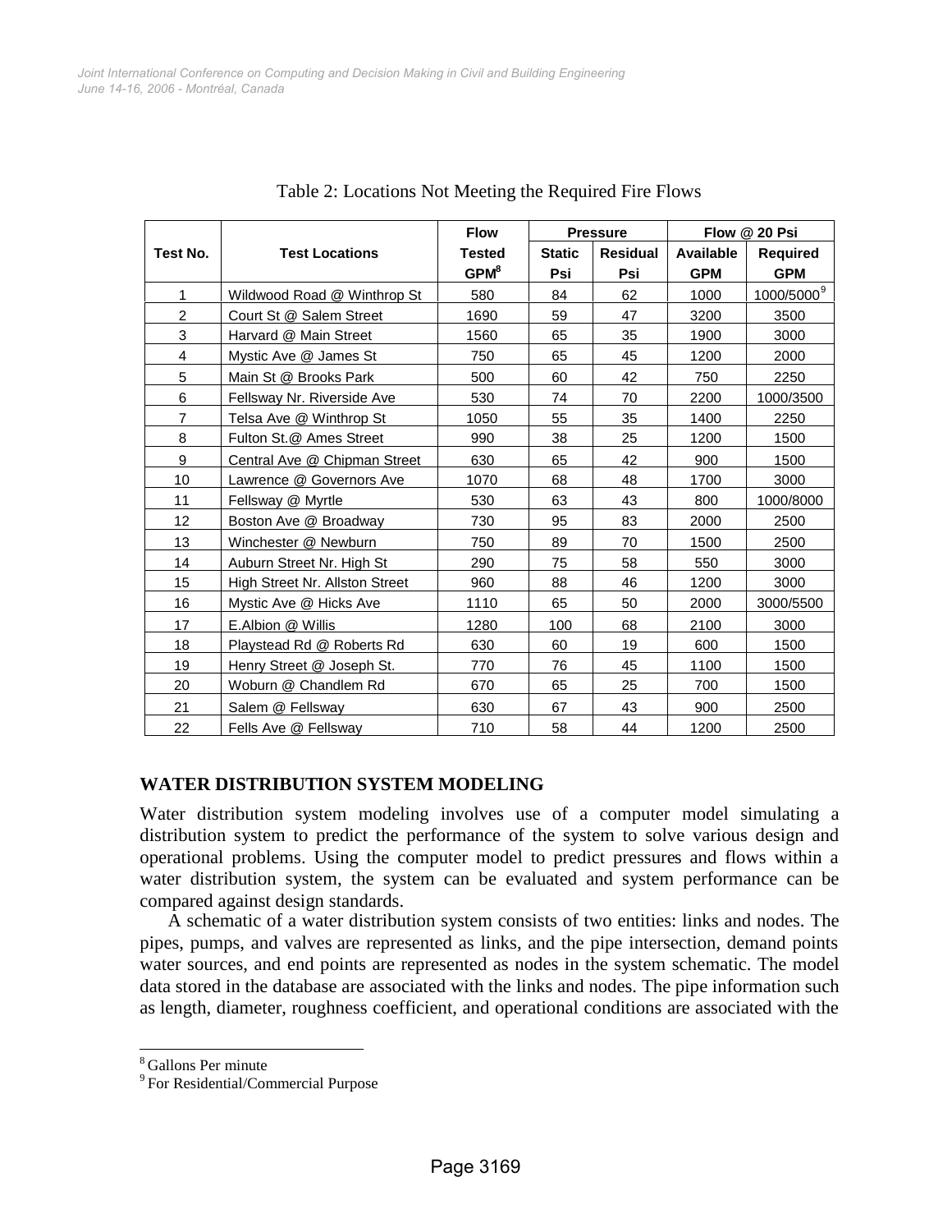Table 2: Locations Not Meeting the Required Fire Flows

| Test No. | Test Locations | Flow Tested GPM[8] | Pressure | | Flow @ 20 Psi | |
|---|---|---|---|---|---|---|
| | | | Static Psi | Residual Psi | Available GPM | Required GPM |
| 1 | Wildwood Road @ Winthrop St | 580 | 84 | 62 | 1000 | 1000/5000[9] |
| 2 | Court St @ Salem Street | 1690 | 59 | 47 | 3200 | 3500 |
| 3 | Harvard @ Main Street | 1560 | 65 | 35 | 1900 | 3000 |
| 4 | Mystic Ave @ James St | 750 | 65 | 45 | 1200 | 2000 |
| 5 | Main St @ Brooks Park | 500 | 60 | 42 | 750 | 2250 |
| 6 | Fellsway Nr. Riverside Ave | 530 | 74 | 70 | 2200 | 1000/3500 |
| 7 | Telsa Ave @ Winthrop St | 1050 | 55 | 35 | 1400 | 2250 |
| 8 | Fulton St.@ Ames Street | 990 | 38 | 25 | 1200 | 1500 |
| 9 | Central Ave @ Chipman Street | 630 | 65 | 42 | 900 | 1500 |
| 10 | Lawrence @ Governors Ave | 1070 | 68 | 48 | 1700 | 3000 |
| 11 | Fellsway @ Myrtle | 530 | 63 | 43 | 800 | 1000/8000 |
| 12 | Boston Ave @ Broadway | 730 | 95 | 83 | 2000 | 2500 |
| 13 | Winchester @ Newburn | 750 | 89 | 70 | 1500 | 2500 |
| 14 | Auburn Street Nr. High St | 290 | 75 | 58 | 550 | 3000 |
| 15 | High Street Nr. Allston Street | 960 | 88 | 46 | 1200 | 3000 |
| 16 | Mystic Ave @ Hicks Ave | 1110 | 65 | 50 | 2000 | 3000/5500 |
| 17 | E.Albion @ Willis | 1280 | 100 | 68 | 2100 | 3000 |
| 18 | Playstead Rd @ Roberts Rd | 630 | 60 | 19 | 600 | 1500 |
| 19 | Henry Street @ Joseph St. | 770 | 76 | 45 | 1100 | 1500 |
| 20 | Woburn @ Chandlem Rd | 670 | 65 | 25 | 700 | 1500 |
| 21 | Salem @ Fellsway | 630 | 67 | 43 | 900 | 2500 |
| 22 | Fells Ave @ Fellsway | 710 | 58 | 44 | 1200 | 2500 |

## WATER DISTRIBUTION SYSTEM MODELING

Water distribution system modeling involves use of a computer model simulating a distribution system to predict the performance of the system to solve various design and operational problems. Using the computer model to predict pressures and flows within a water distribution system, the system can be evaluated and system performance can be compared against design standards.

A schematic of a water distribution system consists of two entities: links and nodes. The pipes, pumps, and valves are represented as links, and the pipe intersection, demand points water sources, and end points are represented as nodes in the system schematic. The model data stored in the database are associated with the links and nodes. The pipe information such as length, diameter, roughness coefficient, and operational conditions are associated with the

[8] Gallons Per minute

[9] For Residential/Commercial Purpose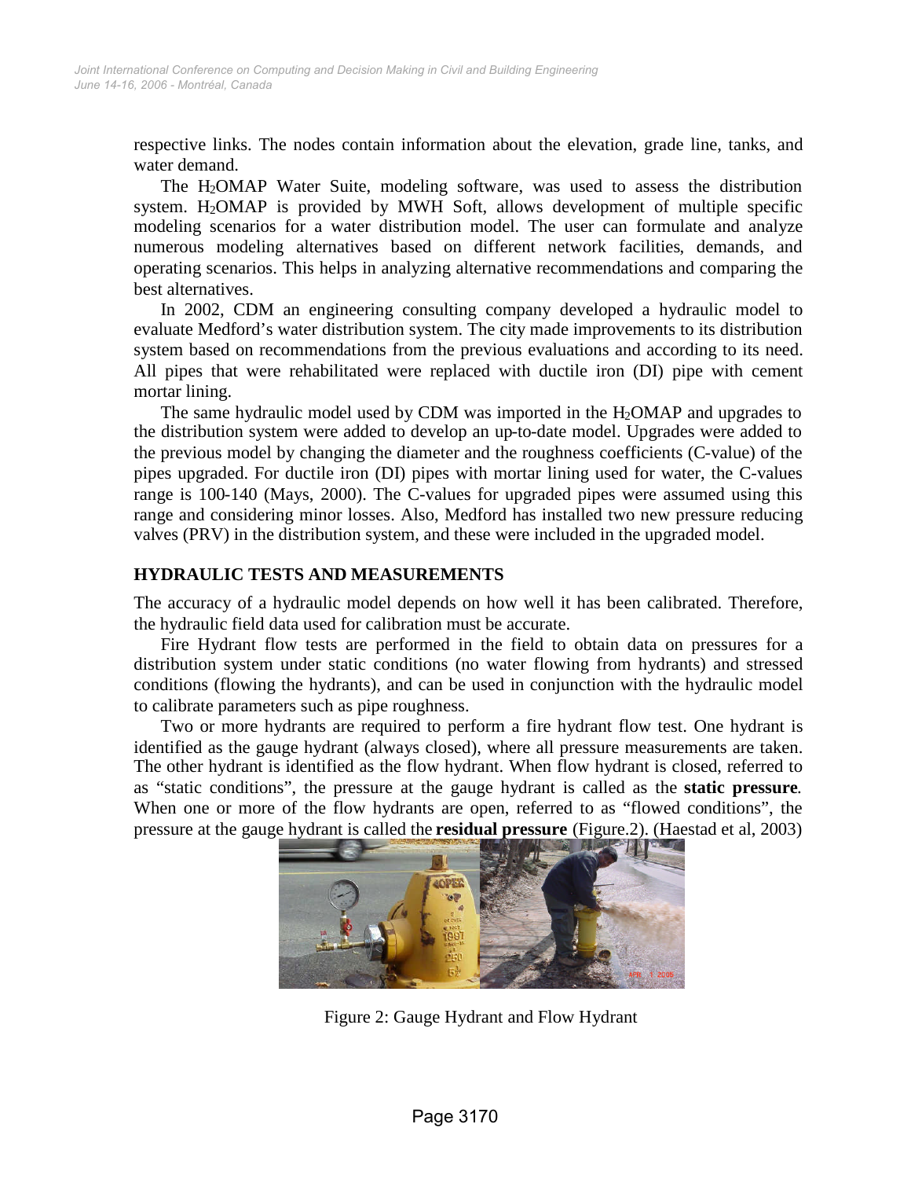respective links. The nodes contain information about the elevation, grade line, tanks, and water demand.

The $H_2$OMAP Water Suite, modeling software, was used to assess the distribution system. $H_2$OMAP is provided by MWH Soft, allows development of multiple specific modeling scenarios for a water distribution model. The user can formulate and analyze numerous modeling alternatives based on different network facilities, demands, and operating scenarios. This helps in analyzing alternative recommendations and comparing the best alternatives.

In 2002, CDM an engineering consulting company developed a hydraulic model to evaluate Medford's water distribution system. The city made improvements to its distribution system based on recommendations from the previous evaluations and according to its need. All pipes that were rehabilitated were replaced with ductile iron (DI) pipe with cement mortar lining.

The same hydraulic model used by CDM was imported in the $H_2$OMAP and upgrades to the distribution system were added to develop an up-to-date model. Upgrades were added to the previous model by changing the diameter and the roughness coefficients (C-value) of the pipes upgraded. For ductile iron (DI) pipes with mortar lining used for water, the C-values range is 100-140 (Mays, 2000). The C-values for upgraded pipes were assumed using this range and considering minor losses. Also, Medford has installed two new pressure reducing valves (PRV) in the distribution system, and these were included in the upgraded model.

## HYDRAULIC TESTS AND MEASUREMENTS

The accuracy of a hydraulic model depends on how well it has been calibrated. Therefore, the hydraulic field data used for calibration must be accurate.

Fire Hydrant flow tests are performed in the field to obtain data on pressures for a distribution system under static conditions (no water flowing from hydrants) and stressed conditions (flowing the hydrants), and can be used in conjunction with the hydraulic model to calibrate parameters such as pipe roughness.

Two or more hydrants are required to perform a fire hydrant flow test. One hydrant is identified as the gauge hydrant (always closed), where all pressure measurements are taken. The other hydrant is identified as the flow hydrant. When flow hydrant is closed, referred to as "static conditions", the pressure at the gauge hydrant is called as the **static pressure**. When one or more of the flow hydrants are open, referred to as "flowed conditions", the pressure at the gauge hydrant is called the **residual pressure** (Figure.2). (Haestad et al, 2003)

Figure 2: Gauge Hydrant and Flow Hydrant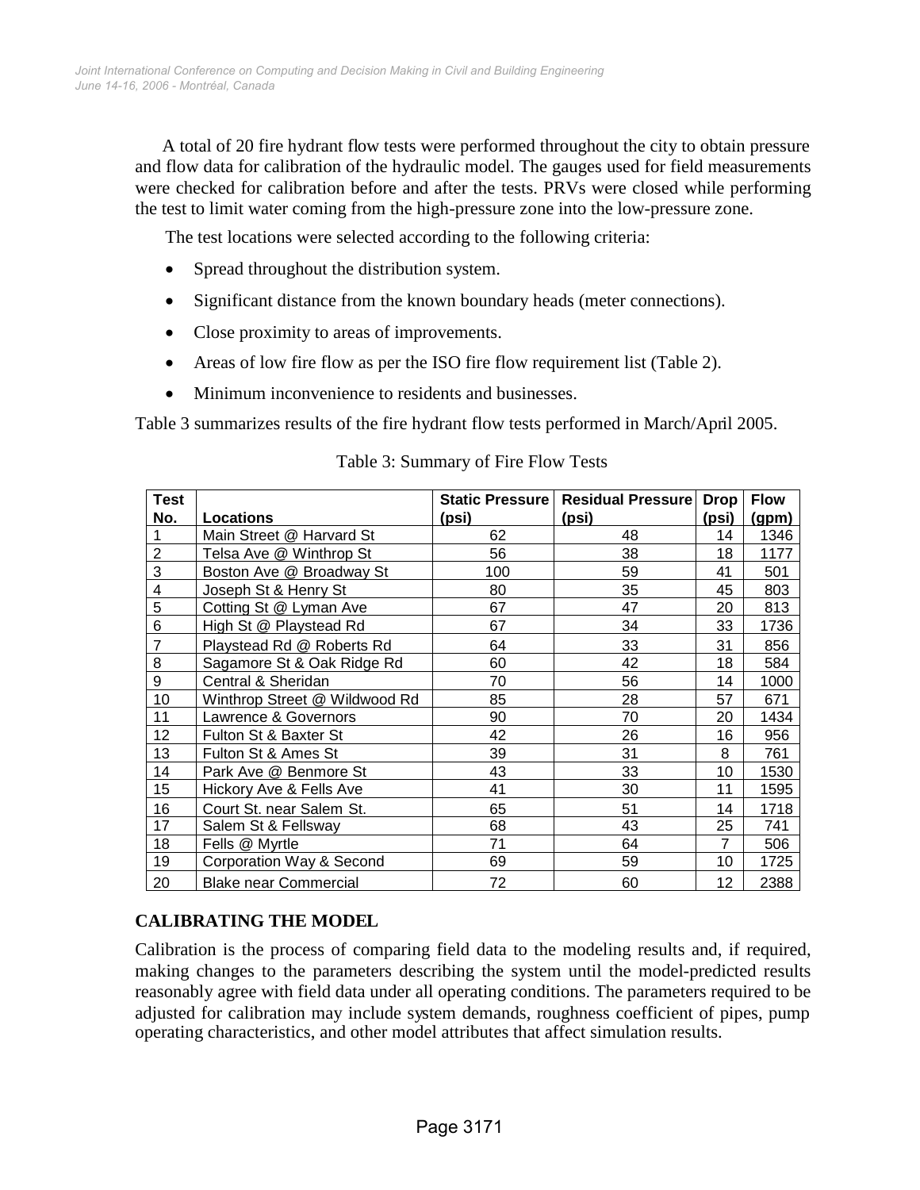A total of 20 fire hydrant flow tests were performed throughout the city to obtain pressure and flow data for calibration of the hydraulic model. The gauges used for field measurements were checked for calibration before and after the tests. PRVs were closed while performing the test to limit water coming from the high-pressure zone into the low-pressure zone.

The test locations were selected according to the following criteria:

- Spread throughout the distribution system.
- Significant distance from the known boundary heads (meter connections).
- Close proximity to areas of improvements.
- Areas of low fire flow as per the ISO fire flow requirement list (Table 2).
- Minimum inconvenience to residents and businesses.

Table 3 summarizes results of the fire hydrant flow tests performed in March/April 2005.

Table 3: Summary of Fire Flow Tests

| Test No. | Locations | Static Pressure (psi) | Residual Pressure (psi) | Drop (psi) | Flow (gpm) |
|---|---|---|---|---|---|
| 1 | Main Street @ Harvard St | 62 | 48 | 14 | 1346 |
| 2 | Telsa Ave @ Winthrop St | 56 | 38 | 18 | 1177 |
| 3 | Boston Ave @ Broadway St | 100 | 59 | 41 | 501 |
| 4 | Joseph St & Henry St | 80 | 35 | 45 | 803 |
| 5 | Cotting St @ Lyman Ave | 67 | 47 | 20 | 813 |
| 6 | High St @ Playstead Rd | 67 | 34 | 33 | 1736 |
| 7 | Playstead Rd @ Roberts Rd | 64 | 33 | 31 | 856 |
| 8 | Sagamore St & Oak Ridge Rd | 60 | 42 | 18 | 584 |
| 9 | Central & Sheridan | 70 | 56 | 14 | 1000 |
| 10 | Winthrop Street @ Wildwood Rd | 85 | 28 | 57 | 671 |
| 11 | Lawrence & Governors | 90 | 70 | 20 | 1434 |
| 12 | Fulton St & Baxter St | 42 | 26 | 16 | 956 |
| 13 | Fulton St & Ames St | 39 | 31 | 8 | 761 |
| 14 | Park Ave @ Benmore St | 43 | 33 | 10 | 1530 |
| 15 | Hickory Ave & Fells Ave | 41 | 30 | 11 | 1595 |
| 16 | Court St. near Salem St. | 65 | 51 | 14 | 1718 |
| 17 | Salem St & Fellsway | 68 | 43 | 25 | 741 |
| 18 | Fells @ Myrtle | 71 | 64 | 7 | 506 |
| 19 | Corporation Way & Second | 69 | 59 | 10 | 1725 |
| 20 | Blake near Commercial | 72 | 60 | 12 | 2388 |

## CALIBRATING THE MODEL

Calibration is the process of comparing field data to the modeling results and, if required, making changes to the parameters describing the system until the model-predicted results reasonably agree with field data under all operating conditions. The parameters required to be adjusted for calibration may include system demands, roughness coefficient of pipes, pump operating characteristics, and other model attributes that affect simulation results.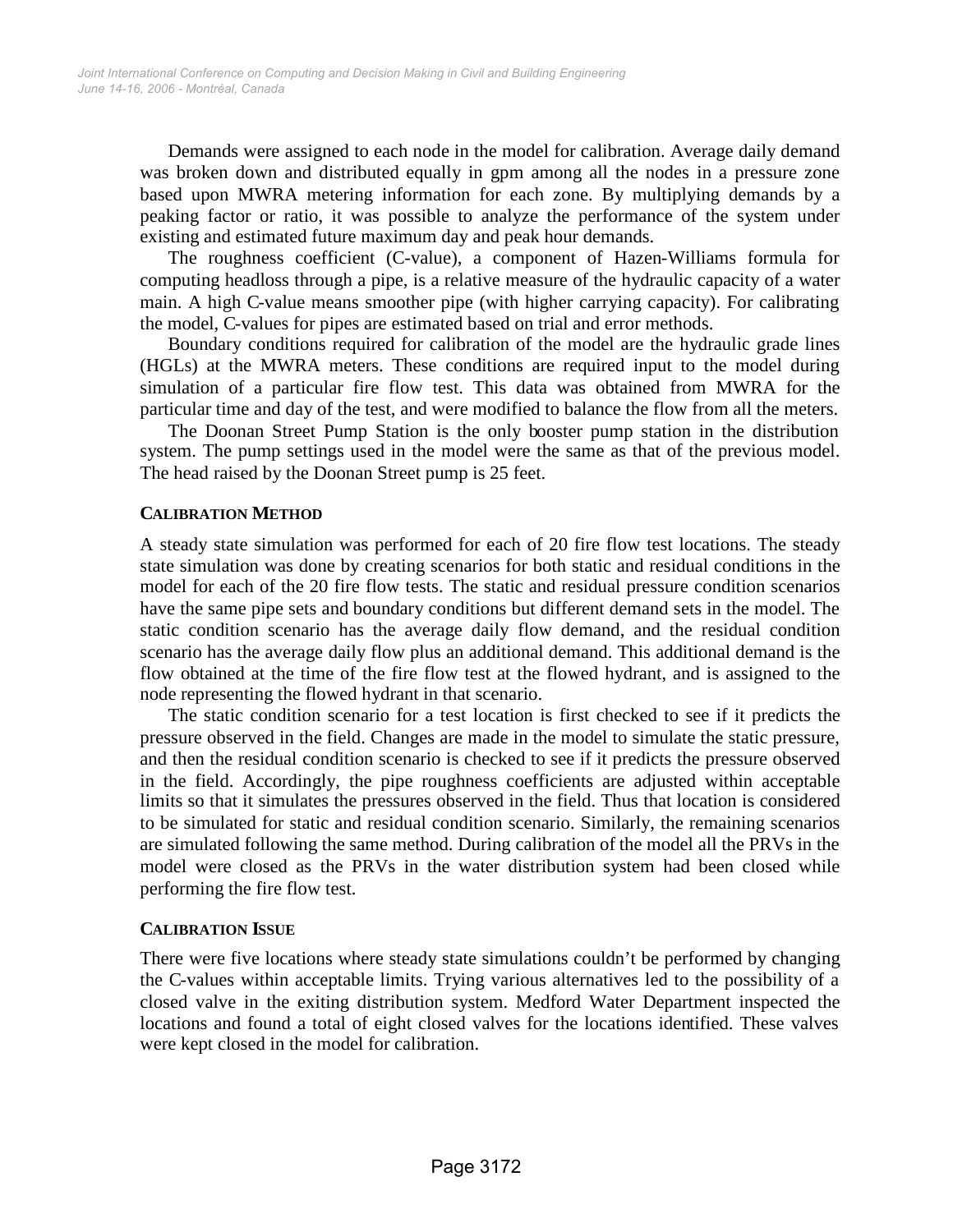Demands were assigned to each node in the model for calibration. Average daily demand was broken down and distributed equally in gpm among all the nodes in a pressure zone based upon MWRA metering information for each zone. By multiplying demands by a peaking factor or ratio, it was possible to analyze the performance of the system under existing and estimated future maximum day and peak hour demands.

The roughness coefficient (C-value), a component of Hazen-Williams formula for computing headloss through a pipe, is a relative measure of the hydraulic capacity of a water main. A high C-value means smoother pipe (with higher carrying capacity). For calibrating the model, C-values for pipes are estimated based on trial and error methods.

Boundary conditions required for calibration of the model are the hydraulic grade lines (HGLs) at the MWRA meters. These conditions are required input to the model during simulation of a particular fire flow test. This data was obtained from MWRA for the particular time and day of the test, and were modified to balance the flow from all the meters.

The Doonan Street Pump Station is the only booster pump station in the distribution system. The pump settings used in the model were the same as that of the previous model. The head raised by the Doonan Street pump is 25 feet.

## CALIBRATION METHOD

A steady state simulation was performed for each of 20 fire flow test locations. The steady state simulation was done by creating scenarios for both static and residual conditions in the model for each of the 20 fire flow tests. The static and residual pressure condition scenarios have the same pipe sets and boundary conditions but different demand sets in the model. The static condition scenario has the average daily flow demand, and the residual condition scenario has the average daily flow plus an additional demand. This additional demand is the flow obtained at the time of the fire flow test at the flowed hydrant, and is assigned to the node representing the flowed hydrant in that scenario.

The static condition scenario for a test location is first checked to see if it predicts the pressure observed in the field. Changes are made in the model to simulate the static pressure, and then the residual condition scenario is checked to see if it predicts the pressure observed in the field. Accordingly, the pipe roughness coefficients are adjusted within acceptable limits so that it simulates the pressures observed in the field. Thus that location is considered to be simulated for static and residual condition scenario. Similarly, the remaining scenarios are simulated following the same method. During calibration of the model all the PRVs in the model were closed as the PRVs in the water distribution system had been closed while performing the fire flow test.

## CALIBRATION ISSUE

There were five locations where steady state simulations couldn't be performed by changing the C-values within acceptable limits. Trying various alternatives led to the possibility of a closed valve in the exiting distribution system. Medford Water Department inspected the locations and found a total of eight closed valves for the locations identified. These valves were kept closed in the model for calibration.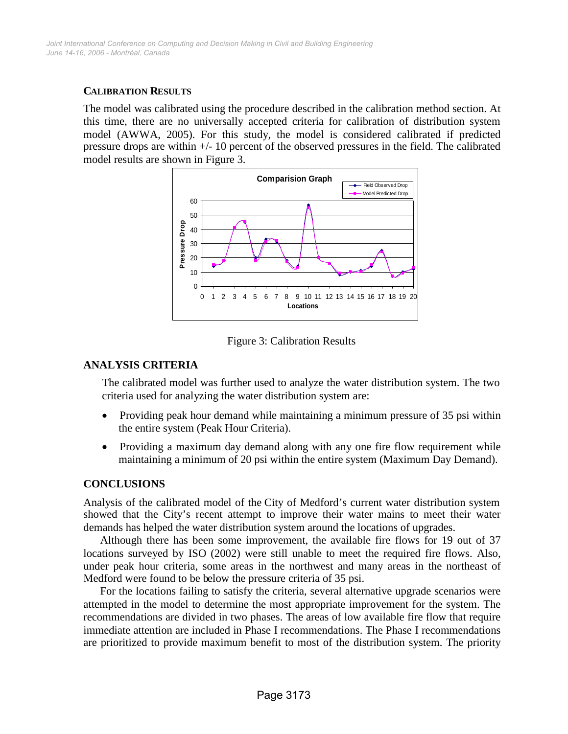### CALIBRATION RESULTS

The model was calibrated using the procedure described in the calibration method section. At this time, there are no universally accepted criteria for calibration of distribution system model (AWWA, 2005). For this study, the model is considered calibrated if predicted pressure drops are within +/- 10 percent of the observed pressures in the field. The calibrated model results are shown in Figure 3.

Figure 3: Calibration Results

## ANALYSIS CRITERIA

The calibrated model was further used to analyze the water distribution system. The two criteria used for analyzing the water distribution system are:

- Providing peak hour demand while maintaining a minimum pressure of 35 psi within the entire system (Peak Hour Criteria).
- Providing a maximum day demand along with any one fire flow requirement while maintaining a minimum of 20 psi within the entire system (Maximum Day Demand).

## CONCLUSIONS

Analysis of the calibrated model of the City of Medford's current water distribution system showed that the City's recent attempt to improve their water mains to meet their water demands has helped the water distribution system around the locations of upgrades.

Although there has been some improvement, the available fire flows for 19 out of 37 locations surveyed by ISO (2002) were still unable to meet the required fire flows. Also, under peak hour criteria, some areas in the northwest and many areas in the northeast of Medford were found to be below the pressure criteria of 35 psi.

For the locations failing to satisfy the criteria, several alternative upgrade scenarios were attempted in the model to determine the most appropriate improvement for the system. The recommendations are divided in two phases. The areas of low available fire flow that require immediate attention are included in Phase I recommendations. The Phase I recommendations are prioritized to provide maximum benefit to most of the distribution system. The priority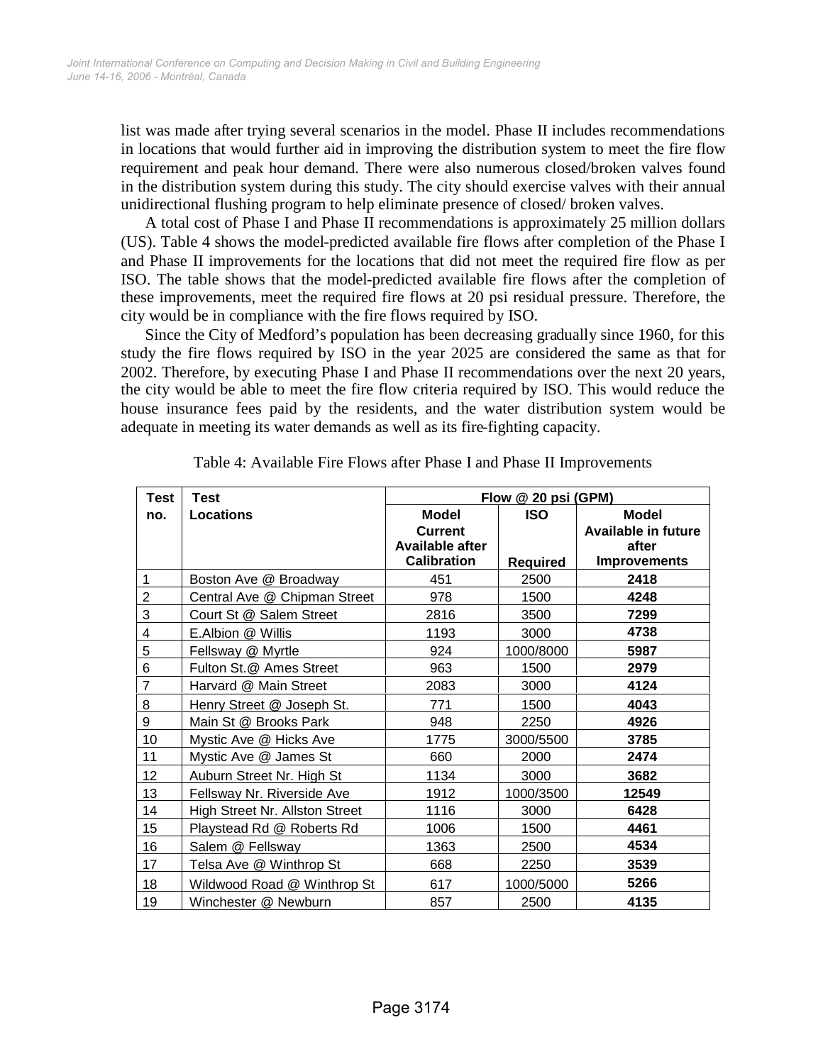list was made after trying several scenarios in the model. Phase II includes recommendations in locations that would further aid in improving the distribution system to meet the fire flow requirement and peak hour demand. There were also numerous closed/broken valves found in the distribution system during this study. The city should exercise valves with their annual unidirectional flushing program to help eliminate presence of closed/ broken valves.

A total cost of Phase I and Phase II recommendations is approximately 25 million dollars (US). Table 4 shows the model-predicted available fire flows after completion of the Phase I and Phase II improvements for the locations that did not meet the required fire flow as per ISO. The table shows that the model-predicted available fire flows after the completion of these improvements, meet the required fire flows at 20 psi residual pressure. Therefore, the city would be in compliance with the fire flows required by ISO.

Since the City of Medford's population has been decreasing gradually since 1960, for this study the fire flows required by ISO in the year 2025 are considered the same as that for 2002. Therefore, by executing Phase I and Phase II recommendations over the next 20 years, the city would be able to meet the fire flow criteria required by ISO. This would reduce the house insurance fees paid by the residents, and the water distribution system would be adequate in meeting its water demands as well as its fire-fighting capacity.

Table 4: Available Fire Flows after Phase I and Phase II Improvements

| **Test no.** | **Test Locations** | **Flow @ 20 psi (GPM)** | | |
|---|---|---|---|---|
| | | **Model Current Available after Calibration** | **ISO Required** | **Model Available in future after Improvements** |
| 1 | Boston Ave @ Broadway | 451 | 2500 | **2418** |
| 2 | Central Ave @ Chipman Street | 978 | 1500 | **4248** |
| 3 | Court St @ Salem Street | 2816 | 3500 | **7299** |
| 4 | E.Albion @ Willis | 1193 | 3000 | **4738** |
| 5 | Fellsway @ Myrtle | 924 | 1000/8000 | **5987** |
| 6 | Fulton St.@ Ames Street | 963 | 1500 | **2979** |
| 7 | Harvard @ Main Street | 2083 | 3000 | **4124** |
| 8 | Henry Street @ Joseph St. | 771 | 1500 | **4043** |
| 9 | Main St @ Brooks Park | 948 | 2250 | **4926** |
| 10 | Mystic Ave @ Hicks Ave | 1775 | 3000/5500 | **3785** |
| 11 | Mystic Ave @ James St | 660 | 2000 | **2474** |
| 12 | Auburn Street Nr. High St | 1134 | 3000 | **3682** |
| 13 | Fellsway Nr. Riverside Ave | 1912 | 1000/3500 | **12549** |
| 14 | High Street Nr. Allston Street | 1116 | 3000 | **6428** |
| 15 | Playstead Rd @ Roberts Rd | 1006 | 1500 | **4461** |
| 16 | Salem @ Fellsway | 1363 | 2500 | **4534** |
| 17 | Telsa Ave @ Winthrop St | 668 | 2250 | **3539** |
| 18 | Wildwood Road @ Winthrop St | 617 | 1000/5000 | **5266** |
| 19 | Winchester @ Newburn | 857 | 2500 | **4135** |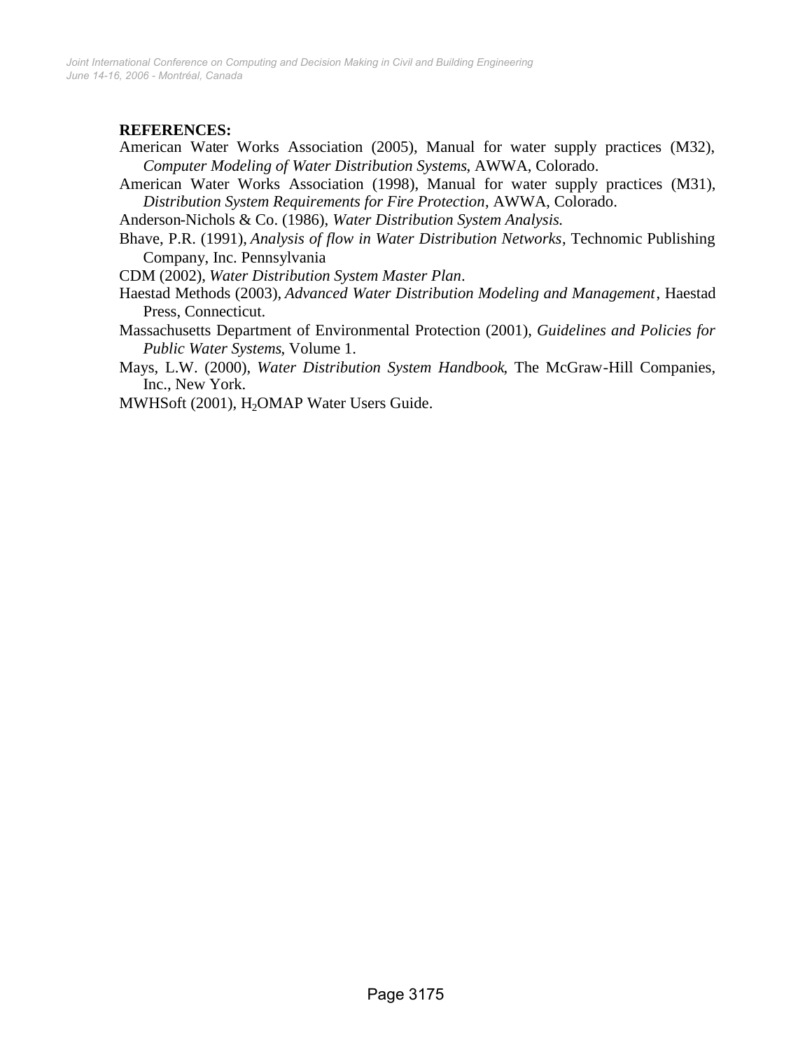**REFERENCES:**

American Water Works Association (2005), Manual for water supply practices (M32), *Computer Modeling of Water Distribution Systems*, AWWA, Colorado.

American Water Works Association (1998), Manual for water supply practices (M31), *Distribution System Requirements for Fire Protection*, AWWA, Colorado.

Anderson-Nichols & Co. (1986), *Water Distribution System Analysis.*

Bhave, P.R. (1991), *Analysis of flow in Water Distribution Networks*, Technomic Publishing Company, Inc. Pennsylvania

CDM (2002), *Water Distribution System Master Plan*.

Haestad Methods (2003), *Advanced Water Distribution Modeling and Management*, Haestad Press, Connecticut.

Massachusetts Department of Environmental Protection (2001), *Guidelines and Policies for Public Water Systems*, Volume 1.

Mays, L.W. (2000), *Water Distribution System Handbook*, The McGraw-Hill Companies, Inc., New York.

MWHSoft (2001), $H_2$OMAP Water Users Guide.